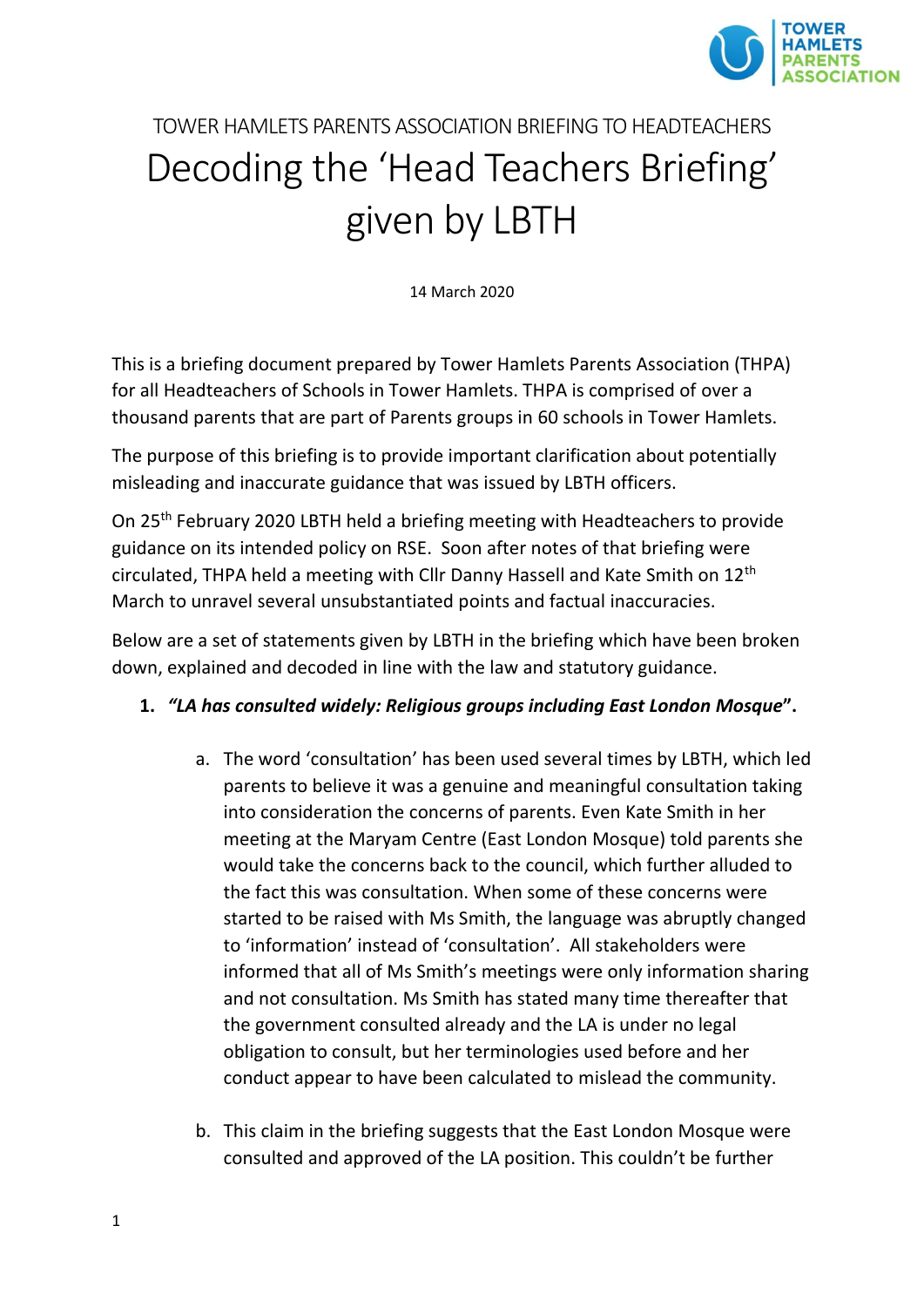TOWER HAMLETS PARENTS ASSOCIATION BRIEFING TO HEADTEACHERS

# Decoding the 'Head Teachers Briefing' given by LBTH

14 March 2020

This is a briefing document prepared by Tower Hamlets Parents Association (THPA) for all Headteachers of Schools in Tower Hamlets. THPA is comprised of over a thousand parents that are part of Parents groups in 60 schools in Tower Hamlets.

The purpose of this briefing is to provide important clarification about potentially misleading and inaccurate guidance that was issued by LBTH officers.

On 25th February 2020 LBTH held a briefing meeting with Headteachers to provide guidance on its intended policy on RSE. Soon after notes of that briefing were circulated, THPA held a meeting with Cllr Danny Hassell and Kate Smith on 12th March to unravel several unsubstantiated points and factual inaccuracies.

Below are a set of statements given by LBTH in the briefing which have been broken down, explained and decoded in line with the law and statutory guidance.

1. ***"LA has consulted widely: Religious groups including East London Mosque"*.**

    a. The word 'consultation' has been used several times by LBTH, which led parents to believe it was a genuine and meaningful consultation taking into consideration the concerns of parents. Even Kate Smith in her meeting at the Maryam Centre (East London Mosque) told parents she would take the concerns back to the council, which further alluded to the fact this was consultation. When some of these concerns were started to be raised with Ms Smith, the language was abruptly changed to 'information' instead of 'consultation'. All stakeholders were informed that all of Ms Smith's meetings were only information sharing and not consultation. Ms Smith has stated many time thereafter that the government consulted already and the LA is under no legal obligation to consult, but her terminologies used before and her conduct appear to have been calculated to mislead the community.

    b. This claim in the briefing suggests that the East London Mosque were consulted and approved of the LA position. This couldn't be further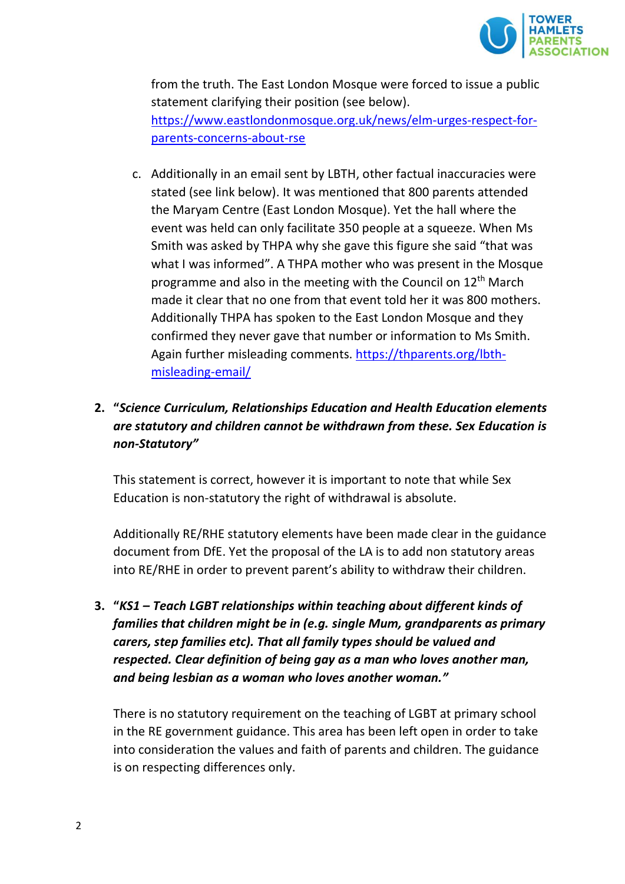from the truth. The East London Mosque were forced to issue a public statement clarifying their position (see below). [https://www.eastlondonmosque.org.uk/news/elm-urges-respect-for-parents-concerns-about-rse](https://www.eastlondonmosque.org.uk/news/elm-urges-respect-for-parents-concerns-about-rse)

c. Additionally in an email sent by LBTH, other factual inaccuracies were stated (see link below). It was mentioned that 800 parents attended the Maryam Centre (East London Mosque). Yet the hall where the event was held can only facilitate 350 people at a squeeze. When Ms Smith was asked by THPA why she gave this figure she said "that was what I was informed". A THPA mother who was present in the Mosque programme and also in the meeting with the Council on 12th March made it clear that no one from that event told her it was 800 mothers. Additionally THPA has spoken to the East London Mosque and they confirmed they never gave that number or information to Ms Smith. Again further misleading comments. [https://thparents.org/lbth-misleading-email/](https://thparents.org/lbth-misleading-email/)

2. ***"Science Curriculum, Relationships Education and Health Education elements are statutory and children cannot be withdrawn from these. Sex Education is non-Statutory"***

   This statement is correct, however it is important to note that while Sex Education is non-statutory the right of withdrawal is absolute.

   Additionally RE/RHE statutory elements have been made clear in the guidance document from DfE. Yet the proposal of the LA is to add non statutory areas into RE/RHE in order to prevent parent's ability to withdraw their children.

3. ***"KS1 – Teach LGBT relationships within teaching about different kinds of families that children might be in (e.g. single Mum, grandparents as primary carers, step families etc). That all family types should be valued and respected. Clear definition of being gay as a man who loves another man, and being lesbian as a woman who loves another woman."***

   There is no statutory requirement on the teaching of LGBT at primary school in the RE government guidance. This area has been left open in order to take into consideration the values and faith of parents and children. The guidance is on respecting differences only.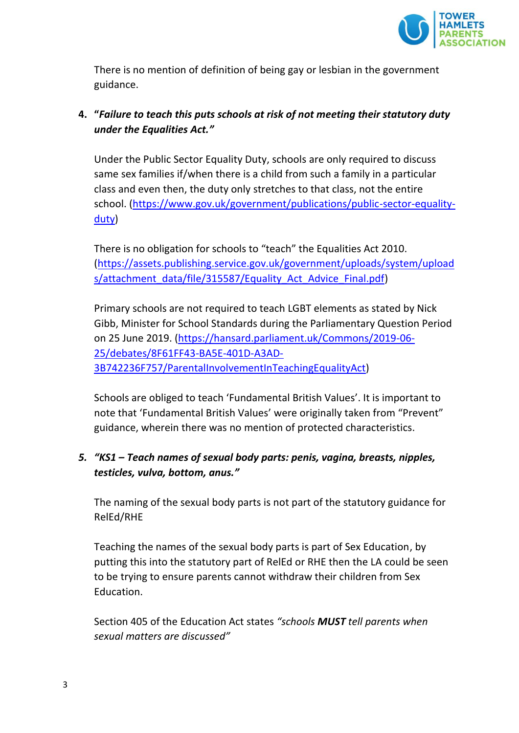There is no mention of definition of being gay or lesbian in the government guidance.

4. **"*Failure to teach this puts schools at risk of not meeting their statutory duty under the Equalities Act.*"**

   Under the Public Sector Equality Duty, schools are only required to discuss same sex families if/when there is a child from such a family in a particular class and even then, the duty only stretches to that class, not the entire school. (https://www.gov.uk/government/publications/public-sector-equality-duty)

   There is no obligation for schools to "teach" the Equalities Act 2010. (https://assets.publishing.service.gov.uk/government/uploads/system/uploads/attachment_data/file/315587/Equality_Act_Advice_Final.pdf)

   Primary schools are not required to teach LGBT elements as stated by Nick Gibb, Minister for School Standards during the Parliamentary Question Period on 25 June 2019. (https://hansard.parliament.uk/Commons/2019-06-25/debates/8F61FF43-BA5E-401D-A3AD-3B742236F757/ParentalInvolvementInTeachingEqualityAct)

   Schools are obliged to teach 'Fundamental British Values'. It is important to note that 'Fundamental British Values' were originally taken from "Prevent" guidance, wherein there was no mention of protected characteristics.

5. ***"KS1 – Teach names of sexual body parts: penis, vagina, breasts, nipples, testicles, vulva, bottom, anus."***

   The naming of the sexual body parts is not part of the statutory guidance for RelEd/RHE

   Teaching the names of the sexual body parts is part of Sex Education, by putting this into the statutory part of RelEd or RHE then the LA could be seen to be trying to ensure parents cannot withdraw their children from Sex Education.

   Section 405 of the Education Act states *"schools **MUST** tell parents when sexual matters are discussed"*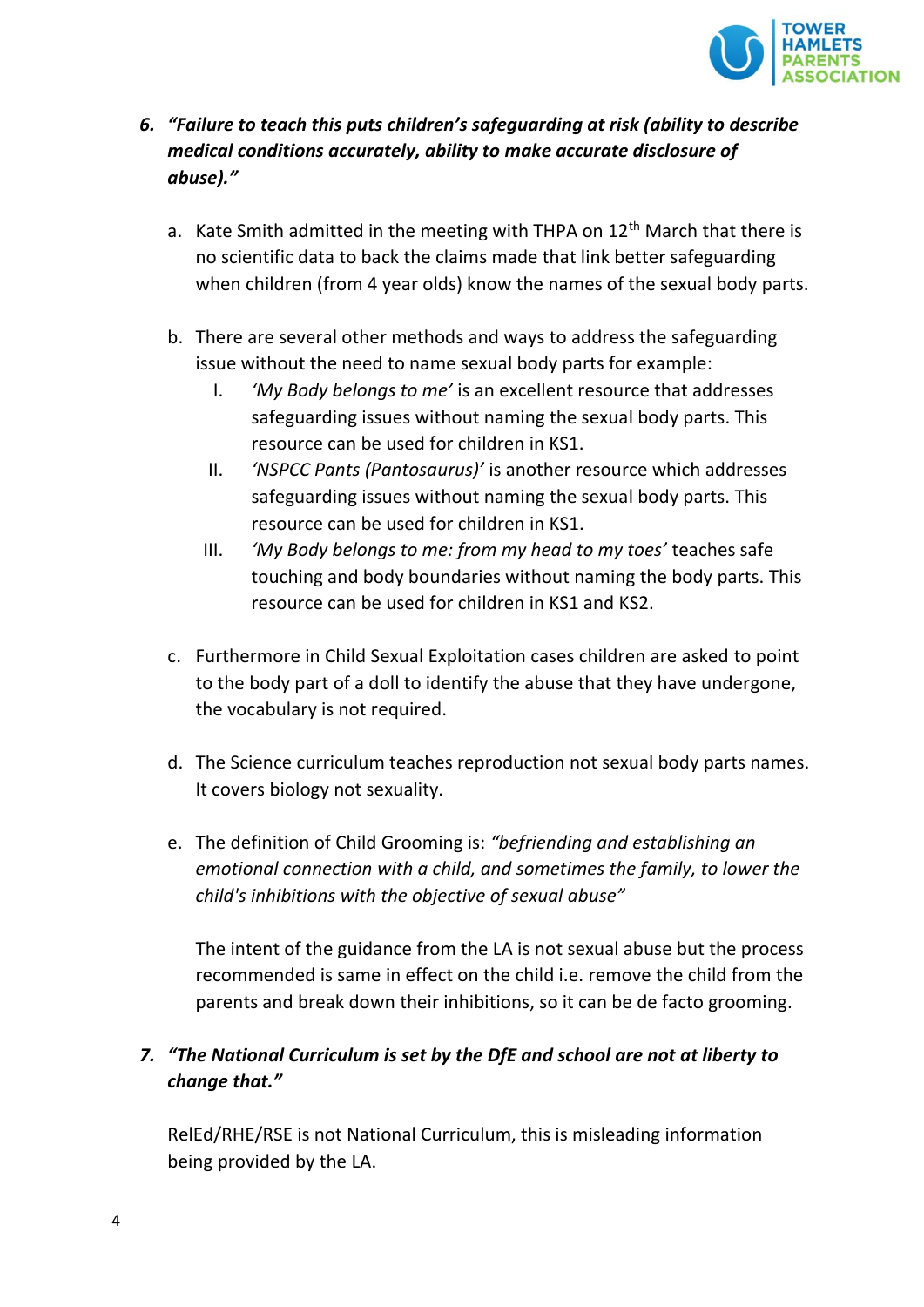6. ***"Failure to teach this puts children's safeguarding at risk (ability to describe medical conditions accurately, ability to make accurate disclosure of abuse)."***

   a. Kate Smith admitted in the meeting with THPA on 12th March that there is no scientific data to back the claims made that link better safeguarding when children (from 4 year olds) know the names of the sexual body parts.

   b. There are several other methods and ways to address the safeguarding issue without the need to name sexual body parts for example:
      I. *'My Body belongs to me'* is an excellent resource that addresses safeguarding issues without naming the sexual body parts. This resource can be used for children in KS1.
      II. *'NSPCC Pants (Pantosaurus)'* is another resource which addresses safeguarding issues without naming the sexual body parts. This resource can be used for children in KS1.
      III. *'My Body belongs to me: from my head to my toes'* teaches safe touching and body boundaries without naming the body parts. This resource can be used for children in KS1 and KS2.

   c. Furthermore in Child Sexual Exploitation cases children are asked to point to the body part of a doll to identify the abuse that they have undergone, the vocabulary is not required.

   d. The Science curriculum teaches reproduction not sexual body parts names. It covers biology not sexuality.

   e. The definition of Child Grooming is: *"befriending and establishing an emotional connection with a child, and sometimes the family, to lower the child's inhibitions with the objective of sexual abuse"*

      The intent of the guidance from the LA is not sexual abuse but the process recommended is same in effect on the child i.e. remove the child from the parents and break down their inhibitions, so it can be de facto grooming.

7. ***"The National Curriculum is set by the DfE and school are not at liberty to change that."***

   RelEd/RHE/RSE is not National Curriculum, this is misleading information being provided by the LA.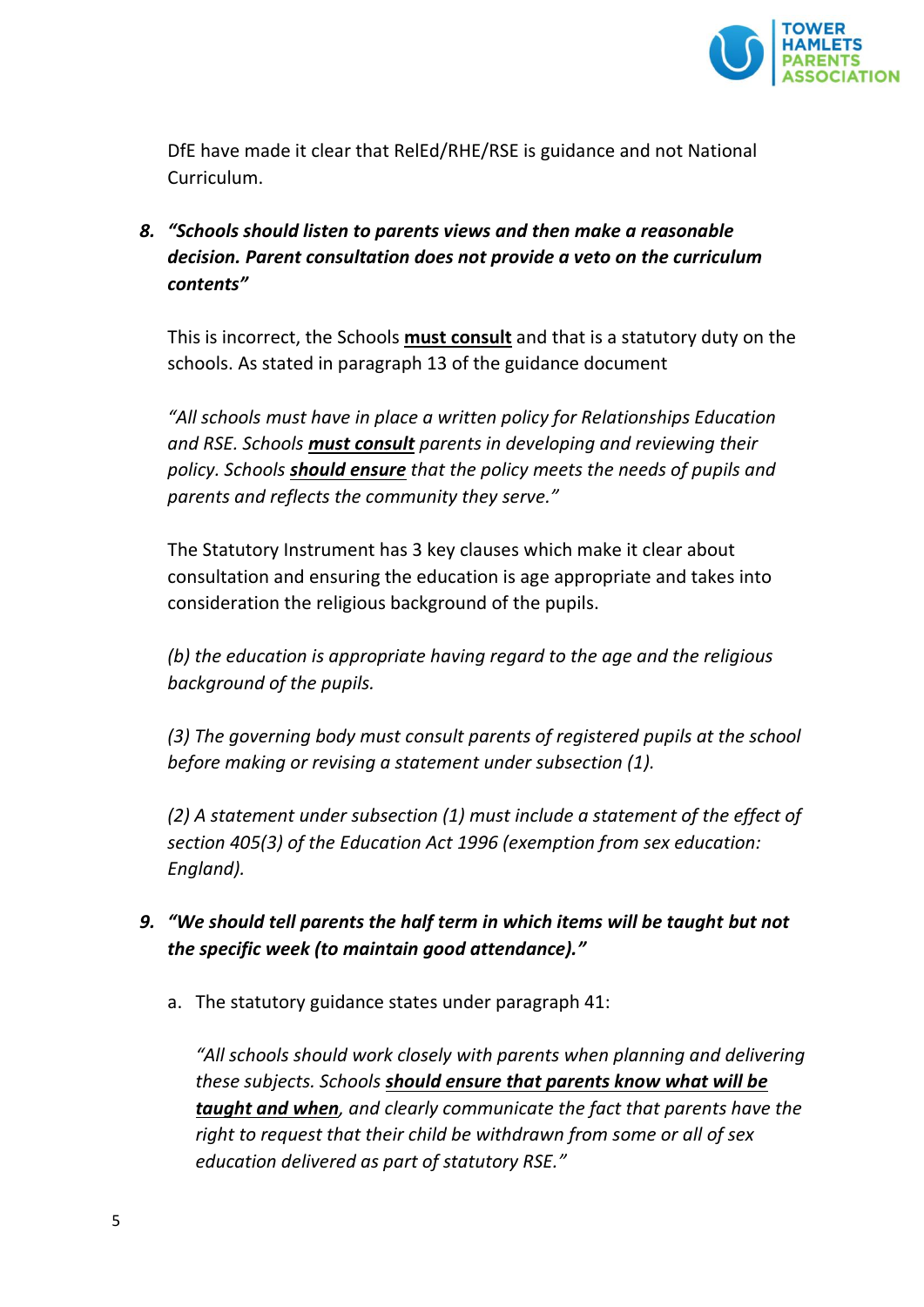DfE have made it clear that RelEd/RHE/RSE is guidance and not National Curriculum.

8. ***"Schools should listen to parents views and then make a reasonable decision. Parent consultation does not provide a veto on the curriculum contents"***

   This is incorrect, the Schools <u>**must consult**</u> and that is a statutory duty on the schools. As stated in paragraph 13 of the guidance document

   *"All schools must have in place a written policy for Relationships Education and RSE. Schools <u>**must consult**</u> parents in developing and reviewing their policy. Schools <u>**should ensure**</u> that the policy meets the needs of pupils and parents and reflects the community they serve."*

   The Statutory Instrument has 3 key clauses which make it clear about consultation and ensuring the education is age appropriate and takes into consideration the religious background of the pupils.

   *(b) the education is appropriate having regard to the age and the religious background of the pupils.*

   *(3) The governing body must consult parents of registered pupils at the school before making or revising a statement under subsection (1).*

   *(2) A statement under subsection (1) must include a statement of the effect of section 405(3) of the Education Act 1996 (exemption from sex education: England).*

9. ***"We should tell parents the half term in which items will be taught but not the specific week (to maintain good attendance)."***

   a. The statutory guidance states under paragraph 41:

      *"All schools should work closely with parents when planning and delivering these subjects. Schools <u>**should ensure that parents know what will be taught and when**</u>, and clearly communicate the fact that parents have the right to request that their child be withdrawn from some or all of sex education delivered as part of statutory RSE."*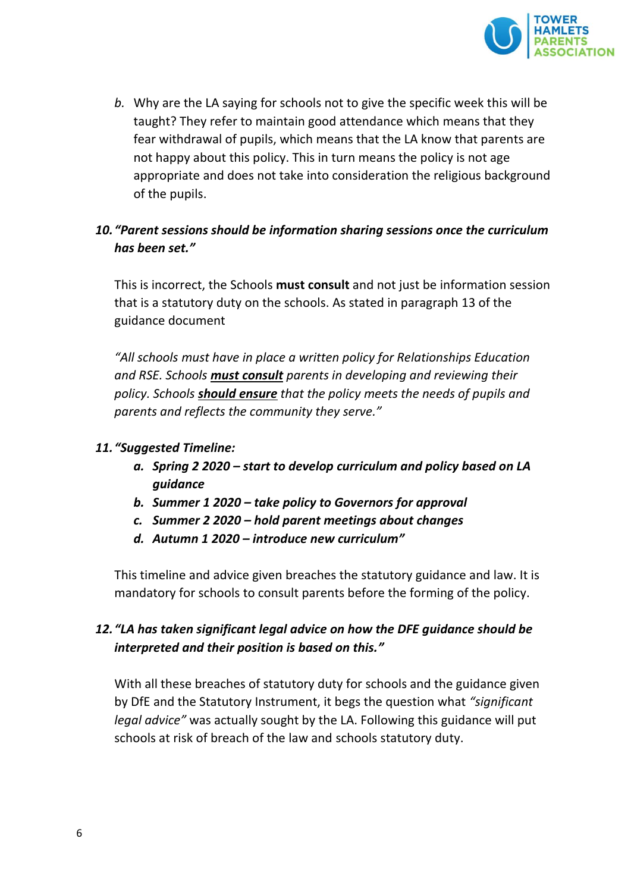b. Why are the LA saying for schools not to give the specific week this will be taught? They refer to maintain good attendance which means that they fear withdrawal of pupils, which means that the LA know that parents are not happy about this policy. This in turn means the policy is not age appropriate and does not take into consideration the religious background of the pupils.

**10.** ***"Parent sessions should be information sharing sessions once the curriculum has been set."***

This is incorrect, the Schools **must consult** and not just be information session that is a statutory duty on the schools. As stated in paragraph 13 of the guidance document

*"All schools must have in place a written policy for Relationships Education and RSE. Schools* ***must consult*** *parents in developing and reviewing their policy. Schools* ***should ensure*** *that the policy meets the needs of pupils and parents and reflects the community they serve."*

**11.** ***"Suggested Timeline:***

- ***a. Spring 2 2020 – start to develop curriculum and policy based on LA guidance***
- ***b. Summer 1 2020 – take policy to Governors for approval***
- ***c. Summer 2 2020 – hold parent meetings about changes***
- ***d. Autumn 1 2020 – introduce new curriculum"***

This timeline and advice given breaches the statutory guidance and law. It is mandatory for schools to consult parents before the forming of the policy.

**12.** ***"LA has taken significant legal advice on how the DFE guidance should be interpreted and their position is based on this."***

With all these breaches of statutory duty for schools and the guidance given by DfE and the Statutory Instrument, it begs the question what *"significant legal advice"* was actually sought by the LA. Following this guidance will put schools at risk of breach of the law and schools statutory duty.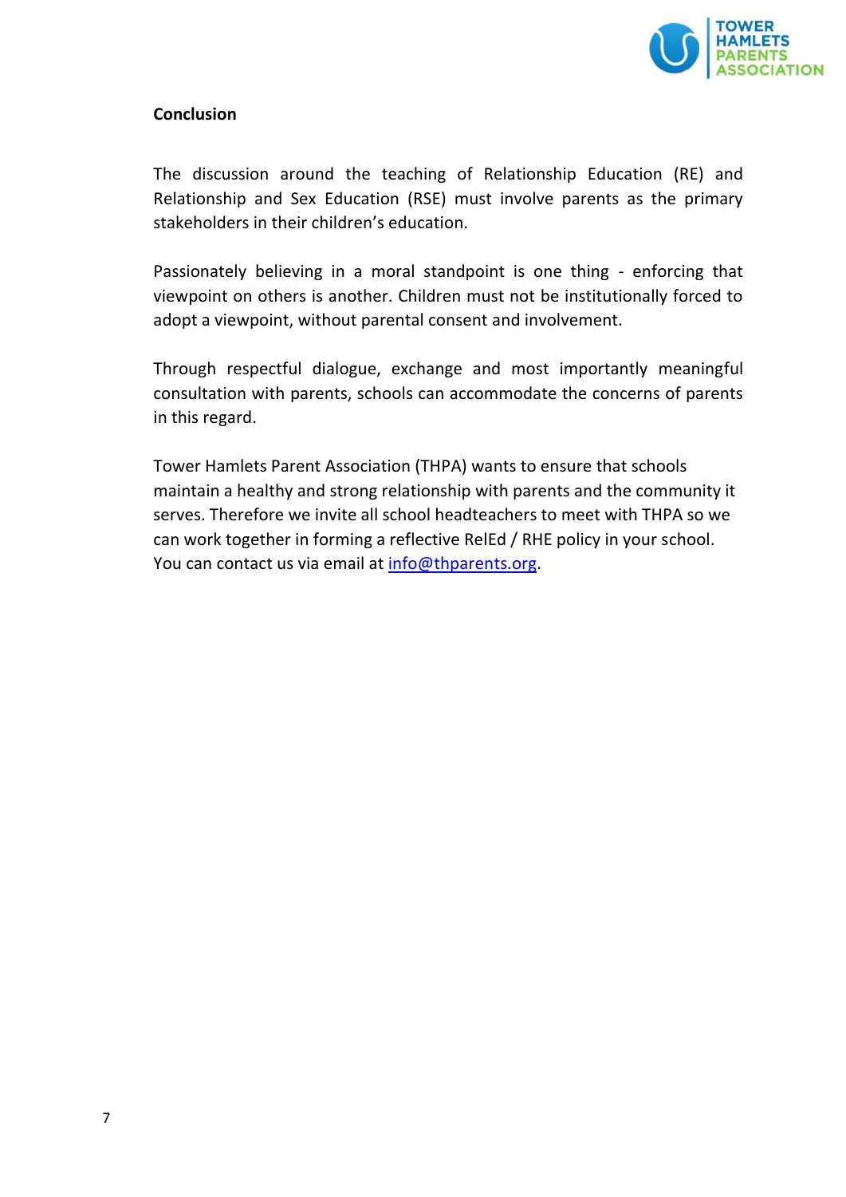## Conclusion

The discussion around the teaching of Relationship Education (RE) and Relationship and Sex Education (RSE) must involve parents as the primary stakeholders in their children's education.

Passionately believing in a moral standpoint is one thing - enforcing that viewpoint on others is another. Children must not be institutionally forced to adopt a viewpoint, without parental consent and involvement.

Through respectful dialogue, exchange and most importantly meaningful consultation with parents, schools can accommodate the concerns of parents in this regard.

Tower Hamlets Parent Association (THPA) wants to ensure that schools maintain a healthy and strong relationship with parents and the community it serves. Therefore we invite all school headteachers to meet with THPA so we can work together in forming a reflective RelEd / RHE policy in your school. You can contact us via email at info@thparents.org.